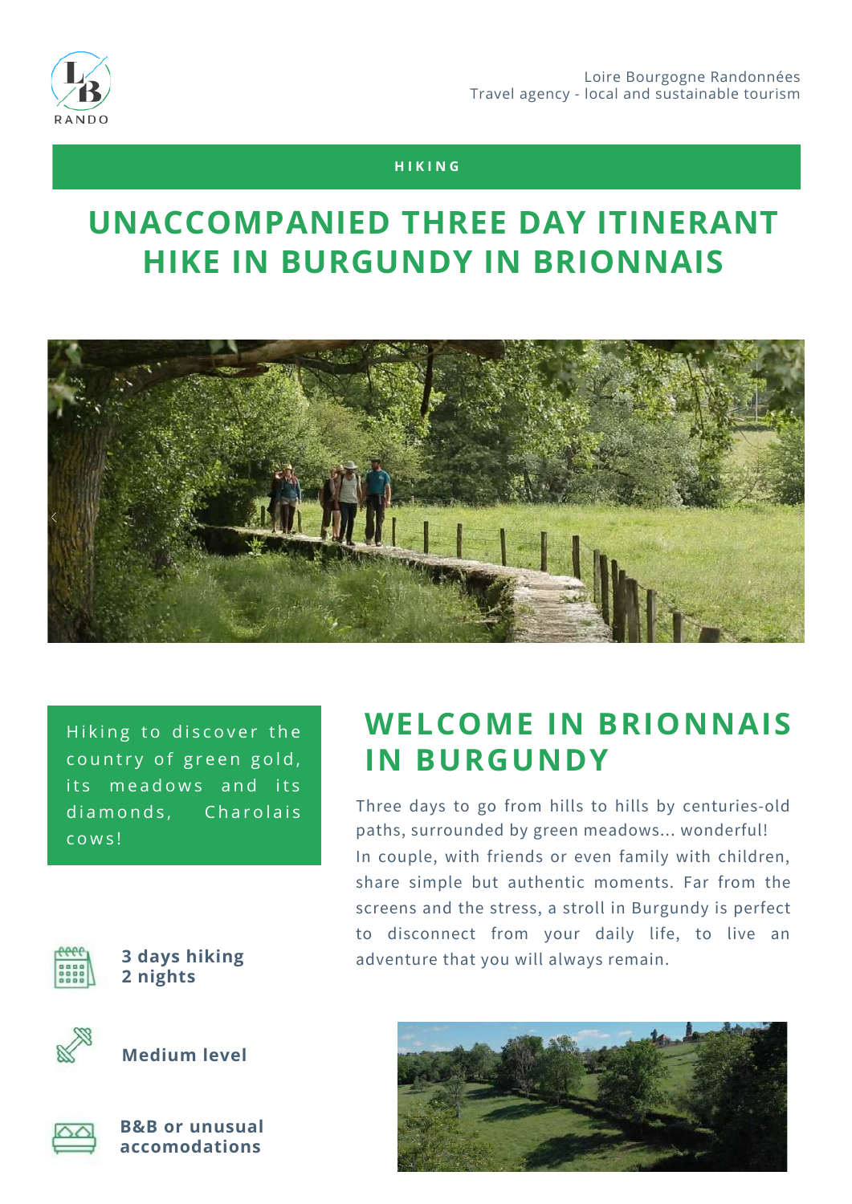Loire Bourgogne Randonnées
Travel agency - local and sustainable tourism

**HIKING**

# UNACCOMPANIED THREE DAY ITINERANT HIKE IN BURGUNDY IN BRIONNAIS

Hiking to discover the country of green gold, its meadows and its diamonds, Charolais cows!

**3 days hiking**
**2 nights**

**Medium level**

**B&B or unusual accomodations**

## WELCOME IN BRIONNAIS IN BURGUNDY

Three days to go from hills to hills by centuries-old paths, surrounded by green meadows... wonderful!
In couple, with friends or even family with children, share simple but authentic moments. Far from the screens and the stress, a stroll in Burgundy is perfect to disconnect from your daily life, to live an adventure that you will always remain.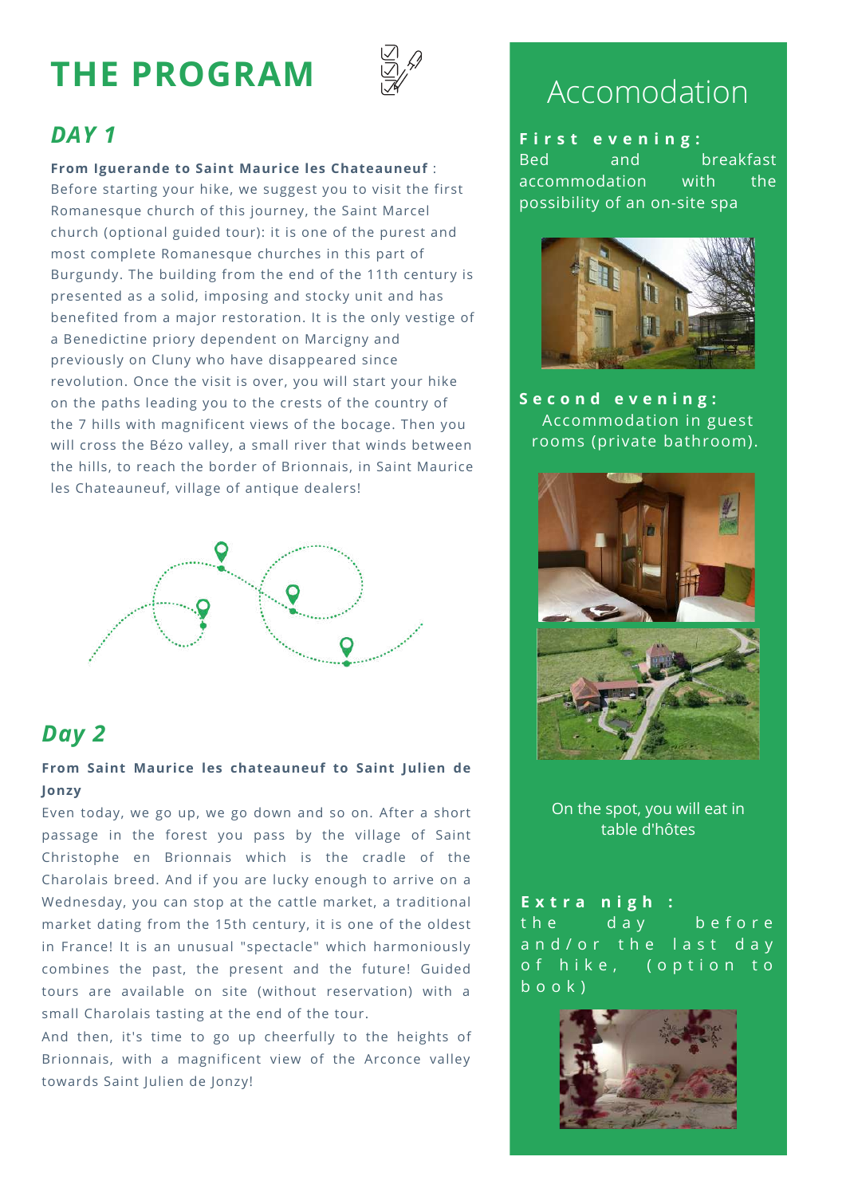# THE PROGRAM

## *DAY 1*

**From Iguerande to Saint Maurice les Chateauneuf** : Before starting your hike, we suggest you to visit the first Romanesque church of this journey, the Saint Marcel church (optional guided tour): it is one of the purest and most complete Romanesque churches in this part of Burgundy. The building from the end of the 11th century is presented as a solid, imposing and stocky unit and has benefited from a major restoration. It is the only vestige of a Benedictine priory dependent on Marcigny and previously on Cluny who have disappeared since revolution. Once the visit is over, you will start your hike on the paths leading you to the crests of the country of the 7 hills with magnificent views of the bocage. Then you will cross the Bézo valley, a small river that winds between the hills, to reach the border of Brionnais, in Saint Maurice les Chateauneuf, village of antique dealers!

## *Day 2*

**From Saint Maurice les chateauneuf to Saint Julien de Jonzy**

Even today, we go up, we go down and so on. After a short passage in the forest you pass by the village of Saint Christophe en Brionnais which is the cradle of the Charolais breed. And if you are lucky enough to arrive on a Wednesday, you can stop at the cattle market, a traditional market dating from the 15th century, it is one of the oldest in France! It is an unusual "spectacle" which harmoniously combines the past, the present and the future! Guided tours are available on site (without reservation) with a small Charolais tasting at the end of the tour.

And then, it's time to go up cheerfully to the heights of Brionnais, with a magnificent view of the Arconce valley towards Saint Julien de Jonzy!

# Accomodation

**First evening:**
Bed and breakfast accommodation with the possibility of an on-site spa

**Second evening:**
Accommodation in guest rooms (private bathroom).

On the spot, you will eat in table d'hôtes

**Extra nigh :**
the day before and/or the last day of hike, (option to book)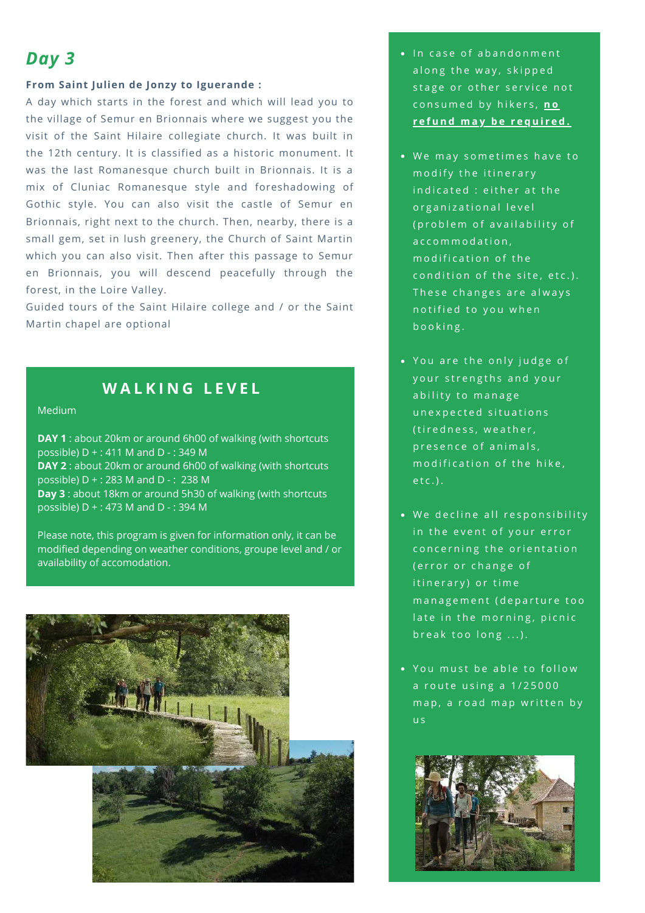## *Day 3*

**From Saint Julien de Jonzy to Iguerande :**

A day which starts in the forest and which will lead you to the village of Semur en Brionnais where we suggest you the visit of the Saint Hilaire collegiate church. It was built in the 12th century. It is classified as a historic monument. It was the last Romanesque church built in Brionnais. It is a mix of Cluniac Romanesque style and foreshadowing of Gothic style. You can also visit the castle of Semur en Brionnais, right next to the church. Then, nearby, there is a small gem, set in lush greenery, the Church of Saint Martin which you can also visit. Then after this passage to Semur en Brionnais, you will descend peacefully through the forest, in the Loire Valley.

Guided tours of the Saint Hilaire college and / or the Saint Martin chapel are optional

### WALKING LEVEL

Medium

**DAY 1** : about 20km or around 6h00 of walking (with shortcuts possible) D + : 411 M and D - : 349 M

**DAY 2** : about 20km or around 6h00 of walking (with shortcuts possible) D + : 283 M and D - : 238 M

**Day 3** : about 18km or around 5h30 of walking (with shortcuts possible) D + : 473 M and D - : 394 M

Please note, this program is given for information only, it can be modified depending on weather conditions, groupe level and / or availability of accomodation.

- In case of abandonment along the way, skipped stage or other service not consumed by hikers, **no refund may be required.**
- We may sometimes have to modify the itinerary indicated : either at the organizational level (problem of availability of accommodation, modification of the condition of the site, etc.). These changes are always notified to you when booking.
- You are the only judge of your strengths and your ability to manage unexpected situations (tiredness, weather, presence of animals, modification of the hike, etc.).
- We decline all responsibility in the event of your error concerning the orientation (error or change of itinerary) or time management (departure too late in the morning, picnic break too long ...).
- You must be able to follow a route using a 1/25000 map, a road map written by us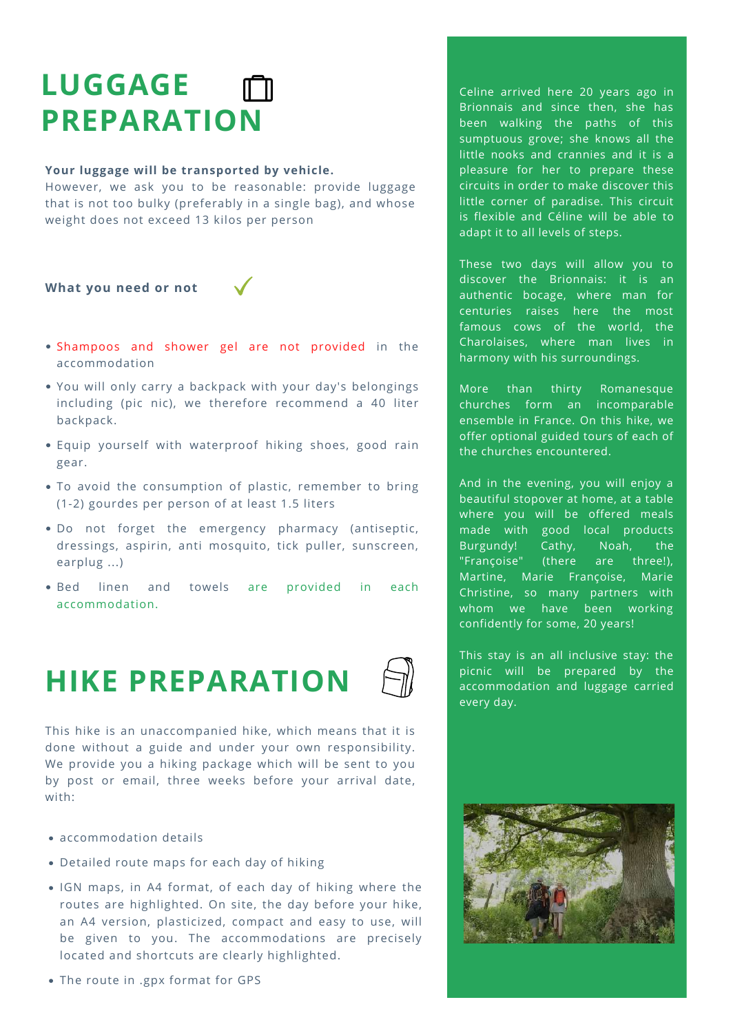# LUGGAGE PREPARATION

**Your luggage will be transported by vehicle.**
However, we ask you to be reasonable: provide luggage that is not too bulky (preferably in a single bag), and whose weight does not exceed 13 kilos per person

**What you need or not** ✓

- Shampoos and shower gel are not provided in the accommodation
- You will only carry a backpack with your day's belongings including (pic nic), we therefore recommend a 40 liter backpack.
- Equip yourself with waterproof hiking shoes, good rain gear.
- To avoid the consumption of plastic, remember to bring (1-2) gourdes per person of at least 1.5 liters
- Do not forget the emergency pharmacy (antiseptic, dressings, aspirin, anti mosquito, tick puller, sunscreen, earplug ...)
- Bed linen and towels are provided in each accommodation.

# HIKE PREPARATION

This hike is an unaccompanied hike, which means that it is done without a guide and under your own responsibility. We provide you a hiking package which will be sent to you by post or email, three weeks before your arrival date, with:

- accommodation details
- Detailed route maps for each day of hiking
- IGN maps, in A4 format, of each day of hiking where the routes are highlighted. On site, the day before your hike, an A4 version, plasticized, compact and easy to use, will be given to you. The accommodations are precisely located and shortcuts are clearly highlighted.
- The route in .gpx format for GPS

Celine arrived here 20 years ago in Brionnais and since then, she has been walking the paths of this sumptuous grove; she knows all the little nooks and crannies and it is a pleasure for her to prepare these circuits in order to make discover this little corner of paradise. This circuit is flexible and Céline will be able to adapt it to all levels of steps.

These two days will allow you to discover the Brionnais: it is an authentic bocage, where man for centuries raises here the most famous cows of the world, the Charolaises, where man lives in harmony with his surroundings.

More than thirty Romanesque churches form an incomparable ensemble in France. On this hike, we offer optional guided tours of each of the churches encountered.

And in the evening, you will enjoy a beautiful stopover at home, at a table where you will be offered meals made with good local products Burgundy! Cathy, Noah, the "Françoise" (there are three!), Martine, Marie Françoise, Marie Christine, so many partners with whom we have been working confidently for some, 20 years!

This stay is an all inclusive stay: the picnic will be prepared by the accommodation and luggage carried every day.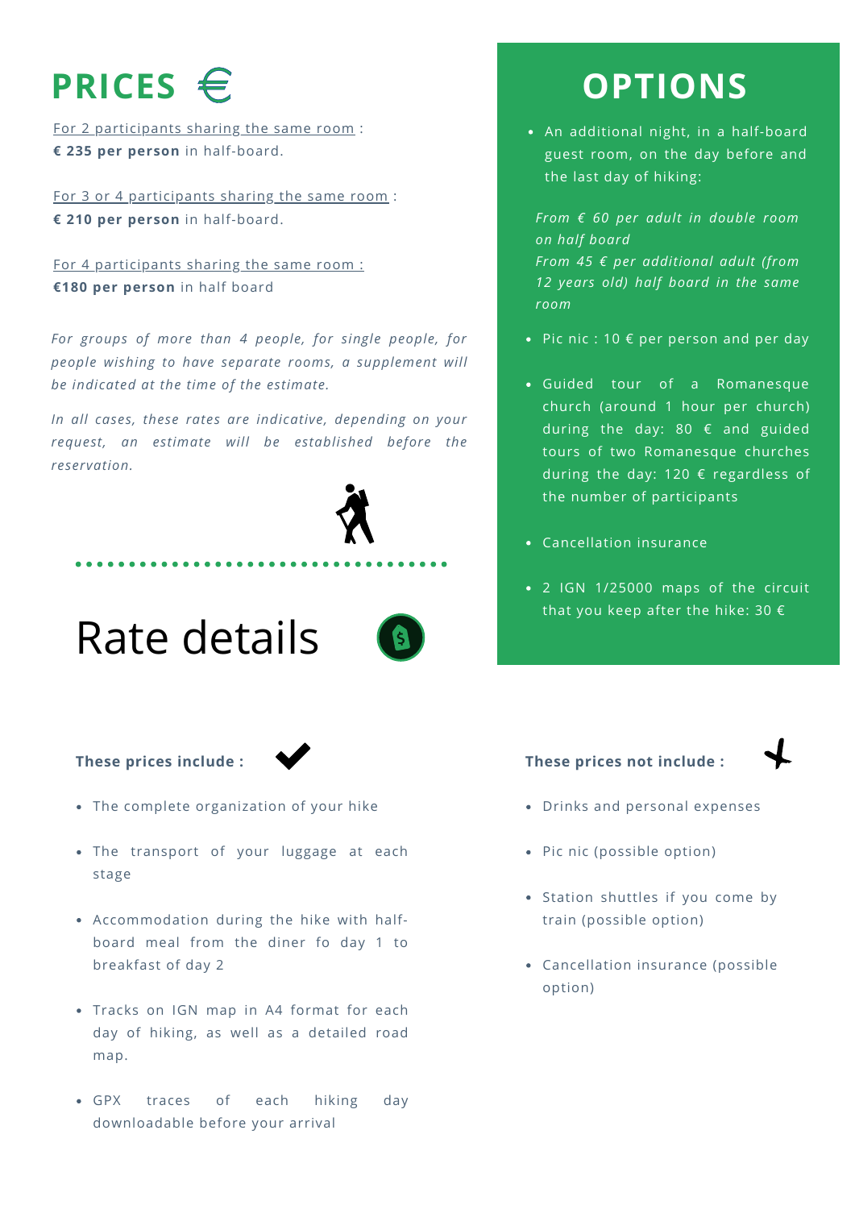# PRICES €

For 2 participants sharing the same room :
**€ 235 per person** in half-board.

For 3 or 4 participants sharing the same room :
**€ 210 per person** in half-board.

For 4 participants sharing the same room :
**€180 per person** in half board

*For groups of more than 4 people, for single people, for people wishing to have separate rooms, a supplement will be indicated at the time of the estimate.*

*In all cases, these rates are indicative, depending on your request, an estimate will be established before the reservation.*

# OPTIONS

- An additional night, in a half-board guest room, on the day before and the last day of hiking:

  *From € 60 per adult in double room on half board*
  *From 45 € per additional adult (from 12 years old) half board in the same room*

- Pic nic : 10 € per person and per day
- Guided tour of a Romanesque church (around 1 hour per church) during the day: 80 € and guided tours of two Romanesque churches during the day: 120 € regardless of the number of participants
- Cancellation insurance
- 2 IGN 1/25000 maps of the circuit that you keep after the hike: 30 €

# Rate details

**These prices include :**

- The complete organization of your hike
- The transport of your luggage at each stage
- Accommodation during the hike with half-board meal from the diner fo day 1 to breakfast of day 2
- Tracks on IGN map in A4 format for each day of hiking, as well as a detailed road map.
- GPX traces of each hiking day downloadable before your arrival

**These prices not include :**

- Drinks and personal expenses
- Pic nic (possible option)
- Station shuttles if you come by train (possible option)
- Cancellation insurance (possible option)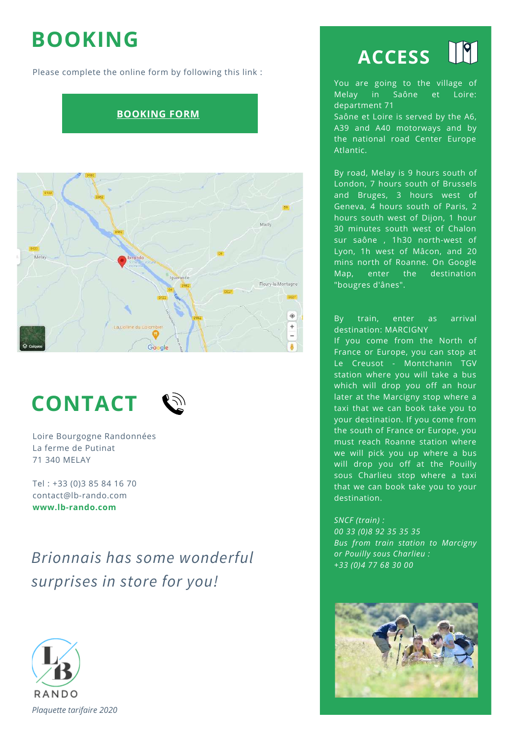# BOOKING

Please complete the online form by following this link :

**BOOKING FORM**

# CONTACT

Loire Bourgogne Randonnées
La ferme de Putinat
71 340 MELAY

Tel : +33 (0)3 85 84 16 70
contact@lb-rando.com
**www.lb-rando.com**

*Brionnais has some wonderful surprises in store for you!*

RANDO

*Plaquette tarifaire 2020*

# ACCESS

You are going to the village of Melay in Saône et Loire: department 71
Saône et Loire is served by the A6, A39 and A40 motorways and by the national road Center Europe Atlantic.

By road, Melay is 9 hours south of London, 7 hours south of Brussels and Bruges, 3 hours west of Geneva, 4 hours south of Paris, 2 hours south west of Dijon, 1 hour 30 minutes south west of Chalon sur saône , 1h30 north-west of Lyon, 1h west of Mâcon, and 20 mins north of Roanne. On Google Map, enter the destination "bougres d'ânes".

By train, enter as arrival destination: MARCIGNY
If you come from the North of France or Europe, you can stop at Le Creusot - Montchanin TGV station where you will take a bus which will drop you off an hour later at the Marcigny stop where a taxi that we can book take you to your destination. If you come from the south of France or Europe, you must reach Roanne station where we will pick you up where a bus will drop you off at the Pouilly sous Charlieu stop where a taxi that we can book take you to your destination.

*SNCF (train) :*
*00 33 (0)8 92 35 35 35*
*Bus from train station to Marcigny or Pouilly sous Charlieu :*
*+33 (0)4 77 68 30 00*